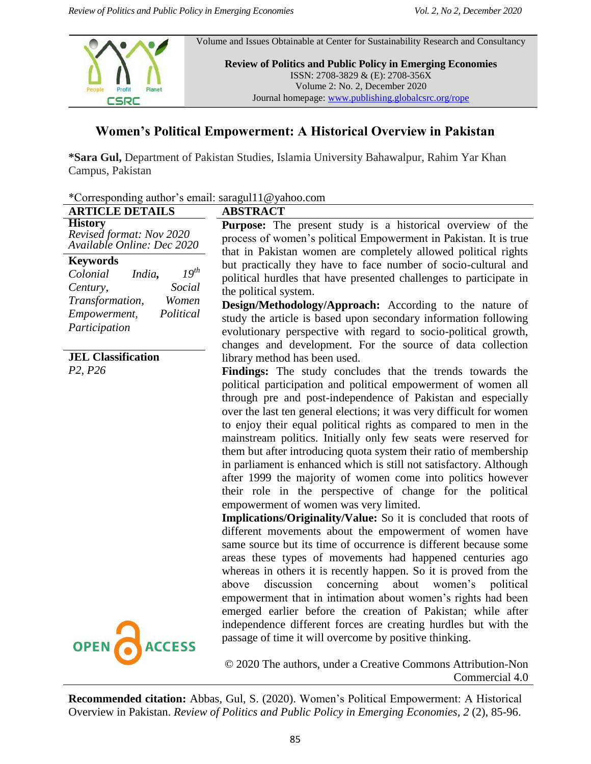Volume and Issues Obtainable at Center for Sustainability Research and Consultancy

**Review of Politics and Public Policy in Emerging Economies**
ISSN: 2708-3829 & (E): 2708-356X
Volume 2: No. 2, December 2020
Journal homepage: www.publishing.globalcsrc.org/rope

# Women's Political Empowerment: A Historical Overview in Pakistan

**\*Sara Gul,** Department of Pakistan Studies, Islamia University Bahawalpur, Rahim Yar Khan Campus, Pakistan

\*Corresponding author's email: saragul11@yahoo.com

## ARTICLE DETAILS

**History**
*Revised format: Nov 2020*
*Available Online: Dec 2020*

**Keywords**
*Colonial India, 19th Century, Social Transformation, Women Empowerment, Political Participation*

**JEL Classification**
*P2, P26*

## ABSTRACT

**Purpose:** The present study is a historical overview of the process of women's political Empowerment in Pakistan. It is true that in Pakistan women are completely allowed political rights but practically they have to face number of socio-cultural and political hurdles that have presented challenges to participate in the political system.

**Design/Methodology/Approach:** According to the nature of study the article is based upon secondary information following evolutionary perspective with regard to socio-political growth, changes and development. For the source of data collection library method has been used.

**Findings:** The study concludes that the trends towards the political participation and political empowerment of women all through pre and post-independence of Pakistan and especially over the last ten general elections; it was very difficult for women to enjoy their equal political rights as compared to men in the mainstream politics. Initially only few seats were reserved for them but after introducing quota system their ratio of membership in parliament is enhanced which is still not satisfactory. Although after 1999 the majority of women come into politics however their role in the perspective of change for the political empowerment of women was very limited.

**Implications/Originality/Value:** So it is concluded that roots of different movements about the empowerment of women have same source but its time of occurrence is different because some areas these types of movements had happened centuries ago whereas in others it is recently happen. So it is proved from the above discussion concerning about women's political empowerment that in intimation about women's rights had been emerged earlier before the creation of Pakistan; while after independence different forces are creating hurdles but with the passage of time it will overcome by positive thinking.

© 2020 The authors, under a Creative Commons Attribution-Non Commercial 4.0

**Recommended citation:** Abbas, Gul, S. (2020). Women's Political Empowerment: A Historical Overview in Pakistan. *Review of Politics and Public Policy in Emerging Economies, 2* (2), 85-96.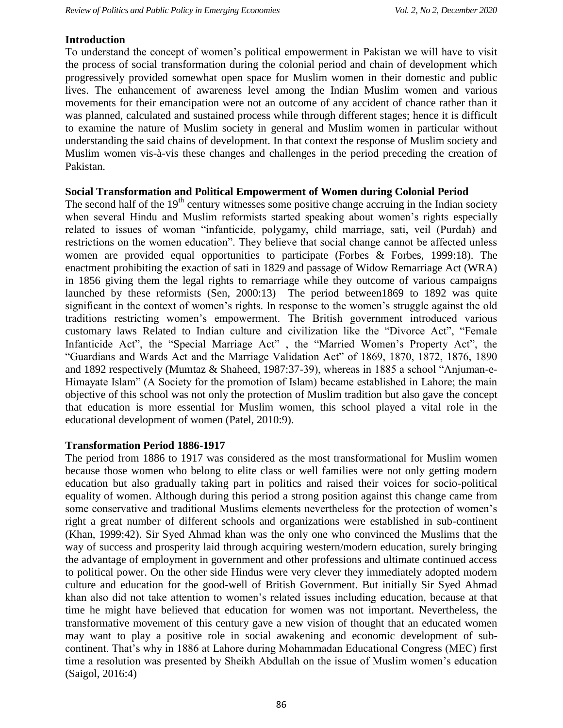## Introduction

To understand the concept of women's political empowerment in Pakistan we will have to visit the process of social transformation during the colonial period and chain of development which progressively provided somewhat open space for Muslim women in their domestic and public lives. The enhancement of awareness level among the Indian Muslim women and various movements for their emancipation were not an outcome of any accident of chance rather than it was planned, calculated and sustained process while through different stages; hence it is difficult to examine the nature of Muslim society in general and Muslim women in particular without understanding the said chains of development. In that context the response of Muslim society and Muslim women vis-à-vis these changes and challenges in the period preceding the creation of Pakistan.

## Social Transformation and Political Empowerment of Women during Colonial Period

The second half of the 19th century witnesses some positive change accruing in the Indian society when several Hindu and Muslim reformists started speaking about women's rights especially related to issues of woman "infanticide, polygamy, child marriage, sati, veil (Purdah) and restrictions on the women education". They believe that social change cannot be affected unless women are provided equal opportunities to participate (Forbes & Forbes, 1999:18). The enactment prohibiting the exaction of sati in 1829 and passage of Widow Remarriage Act (WRA) in 1856 giving them the legal rights to remarriage while they outcome of various campaigns launched by these reformists (Sen, 2000:13) The period between1869 to 1892 was quite significant in the context of women's rights. In response to the women's struggle against the old traditions restricting women's empowerment. The British government introduced various customary laws Related to Indian culture and civilization like the "Divorce Act", "Female Infanticide Act", the "Special Marriage Act" , the "Married Women's Property Act", the "Guardians and Wards Act and the Marriage Validation Act" of 1869, 1870, 1872, 1876, 1890 and 1892 respectively (Mumtaz & Shaheed, 1987:37-39), whereas in 1885 a school "Anjuman-e-Himayate Islam" (A Society for the promotion of Islam) became established in Lahore; the main objective of this school was not only the protection of Muslim tradition but also gave the concept that education is more essential for Muslim women, this school played a vital role in the educational development of women (Patel, 2010:9).

## Transformation Period 1886-1917

The period from 1886 to 1917 was considered as the most transformational for Muslim women because those women who belong to elite class or well families were not only getting modern education but also gradually taking part in politics and raised their voices for socio-political equality of women. Although during this period a strong position against this change came from some conservative and traditional Muslims elements nevertheless for the protection of women's right a great number of different schools and organizations were established in sub-continent (Khan, 1999:42). Sir Syed Ahmad khan was the only one who convinced the Muslims that the way of success and prosperity laid through acquiring western/modern education, surely bringing the advantage of employment in government and other professions and ultimate continued access to political power. On the other side Hindus were very clever they immediately adopted modern culture and education for the good-well of British Government. But initially Sir Syed Ahmad khan also did not take attention to women's related issues including education, because at that time he might have believed that education for women was not important. Nevertheless, the transformative movement of this century gave a new vision of thought that an educated women may want to play a positive role in social awakening and economic development of sub-continent. That's why in 1886 at Lahore during Mohammadan Educational Congress (MEC) first time a resolution was presented by Sheikh Abdullah on the issue of Muslim women's education (Saigol, 2016:4)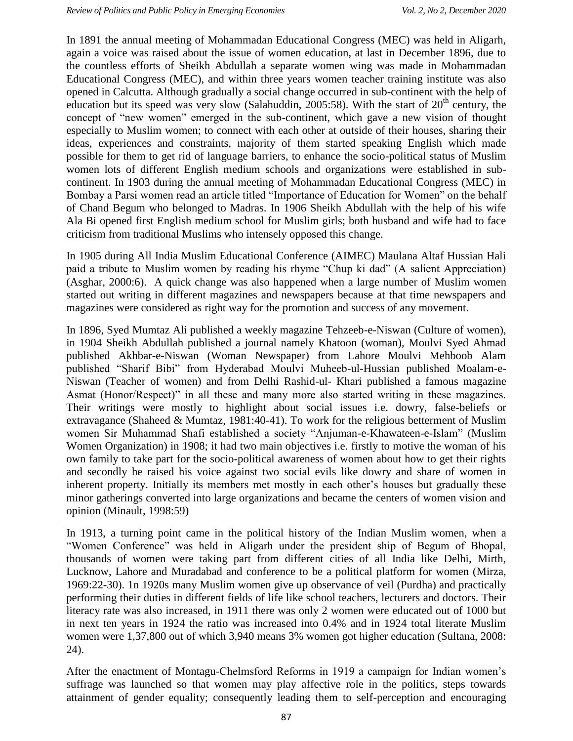In 1891 the annual meeting of Mohammadan Educational Congress (MEC) was held in Aligarh, again a voice was raised about the issue of women education, at last in December 1896, due to the countless efforts of Sheikh Abdullah a separate women wing was made in Mohammadan Educational Congress (MEC), and within three years women teacher training institute was also opened in Calcutta. Although gradually a social change occurred in sub-continent with the help of education but its speed was very slow (Salahuddin, 2005:58). With the start of 20th century, the concept of "new women" emerged in the sub-continent, which gave a new vision of thought especially to Muslim women; to connect with each other at outside of their houses, sharing their ideas, experiences and constraints, majority of them started speaking English which made possible for them to get rid of language barriers, to enhance the socio-political status of Muslim women lots of different English medium schools and organizations were established in sub-continent. In 1903 during the annual meeting of Mohammadan Educational Congress (MEC) in Bombay a Parsi women read an article titled "Importance of Education for Women" on the behalf of Chand Begum who belonged to Madras. In 1906 Sheikh Abdullah with the help of his wife Ala Bi opened first English medium school for Muslim girls; both husband and wife had to face criticism from traditional Muslims who intensely opposed this change.

In 1905 during All India Muslim Educational Conference (AIMEC) Maulana Altaf Hussian Hali paid a tribute to Muslim women by reading his rhyme "Chup ki dad" (A salient Appreciation) (Asghar, 2000:6). A quick change was also happened when a large number of Muslim women started out writing in different magazines and newspapers because at that time newspapers and magazines were considered as right way for the promotion and success of any movement.

In 1896, Syed Mumtaz Ali published a weekly magazine Tehzeeb-e-Niswan (Culture of women), in 1904 Sheikh Abdullah published a journal namely Khatoon (woman), Moulvi Syed Ahmad published Akhbar-e-Niswan (Woman Newspaper) from Lahore Moulvi Mehboob Alam published "Sharif Bibi" from Hyderabad Moulvi Muheeb-ul-Hussian published Moalam-e-Niswan (Teacher of women) and from Delhi Rashid-ul- Khari published a famous magazine Asmat (Honor/Respect)" in all these and many more also started writing in these magazines. Their writings were mostly to highlight about social issues i.e. dowry, false-beliefs or extravagance (Shaheed & Mumtaz, 1981:40-41). To work for the religious betterment of Muslim women Sir Muhammad Shafi established a society "Anjuman-e-Khawateen-e-Islam" (Muslim Women Organization) in 1908; it had two main objectives i.e. firstly to motive the woman of his own family to take part for the socio-political awareness of women about how to get their rights and secondly he raised his voice against two social evils like dowry and share of women in inherent property. Initially its members met mostly in each other's houses but gradually these minor gatherings converted into large organizations and became the centers of women vision and opinion (Minault, 1998:59)

In 1913, a turning point came in the political history of the Indian Muslim women, when a "Women Conference" was held in Aligarh under the president ship of Begum of Bhopal, thousands of women were taking part from different cities of all India like Delhi, Mirth, Lucknow, Lahore and Muradabad and conference to be a political platform for women (Mirza, 1969:22-30). 1n 1920s many Muslim women give up observance of veil (Purdha) and practically performing their duties in different fields of life like school teachers, lecturers and doctors. Their literacy rate was also increased, in 1911 there was only 2 women were educated out of 1000 but in next ten years in 1924 the ratio was increased into 0.4% and in 1924 total literate Muslim women were 1,37,800 out of which 3,940 means 3% women got higher education (Sultana, 2008: 24).

After the enactment of Montagu-Chelmsford Reforms in 1919 a campaign for Indian women's suffrage was launched so that women may play affective role in the politics, steps towards attainment of gender equality; consequently leading them to self-perception and encouraging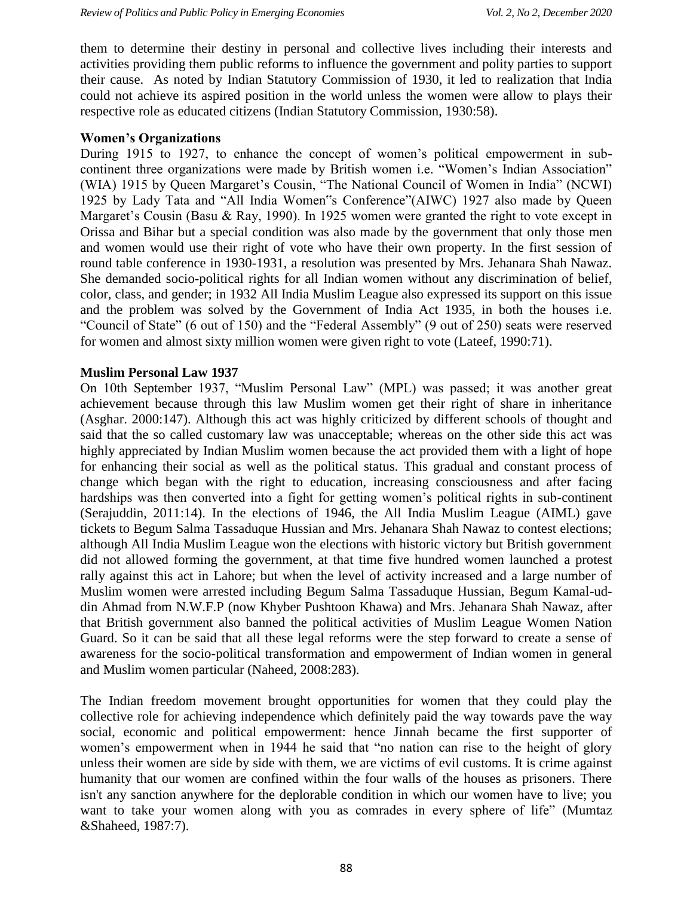them to determine their destiny in personal and collective lives including their interests and activities providing them public reforms to influence the government and polity parties to support their cause. As noted by Indian Statutory Commission of 1930, it led to realization that India could not achieve its aspired position in the world unless the women were allow to plays their respective role as educated citizens (Indian Statutory Commission, 1930:58).

**Women's Organizations**

During 1915 to 1927, to enhance the concept of women's political empowerment in sub-continent three organizations were made by British women i.e. "Women's Indian Association" (WIA) 1915 by Queen Margaret's Cousin, "The National Council of Women in India" (NCWI) 1925 by Lady Tata and "All India Women"s Conference"(AIWC) 1927 also made by Queen Margaret's Cousin (Basu & Ray, 1990). In 1925 women were granted the right to vote except in Orissa and Bihar but a special condition was also made by the government that only those men and women would use their right of vote who have their own property. In the first session of round table conference in 1930-1931, a resolution was presented by Mrs. Jehanara Shah Nawaz. She demanded socio-political rights for all Indian women without any discrimination of belief, color, class, and gender; in 1932 All India Muslim League also expressed its support on this issue and the problem was solved by the Government of India Act 1935, in both the houses i.e. "Council of State" (6 out of 150) and the "Federal Assembly" (9 out of 250) seats were reserved for women and almost sixty million women were given right to vote (Lateef, 1990:71).

**Muslim Personal Law 1937**

On 10th September 1937, "Muslim Personal Law" (MPL) was passed; it was another great achievement because through this law Muslim women get their right of share in inheritance (Asghar. 2000:147). Although this act was highly criticized by different schools of thought and said that the so called customary law was unacceptable; whereas on the other side this act was highly appreciated by Indian Muslim women because the act provided them with a light of hope for enhancing their social as well as the political status. This gradual and constant process of change which began with the right to education, increasing consciousness and after facing hardships was then converted into a fight for getting women's political rights in sub-continent (Serajuddin, 2011:14). In the elections of 1946, the All India Muslim League (AIML) gave tickets to Begum Salma Tassaduque Hussian and Mrs. Jehanara Shah Nawaz to contest elections; although All India Muslim League won the elections with historic victory but British government did not allowed forming the government, at that time five hundred women launched a protest rally against this act in Lahore; but when the level of activity increased and a large number of Muslim women were arrested including Begum Salma Tassaduque Hussian, Begum Kamal-ud-din Ahmad from N.W.F.P (now Khyber Pushtoon Khawa) and Mrs. Jehanara Shah Nawaz, after that British government also banned the political activities of Muslim League Women Nation Guard. So it can be said that all these legal reforms were the step forward to create a sense of awareness for the socio-political transformation and empowerment of Indian women in general and Muslim women particular (Naheed, 2008:283).

The Indian freedom movement brought opportunities for women that they could play the collective role for achieving independence which definitely paid the way towards pave the way social, economic and political empowerment: hence Jinnah became the first supporter of women's empowerment when in 1944 he said that "no nation can rise to the height of glory unless their women are side by side with them, we are victims of evil customs. It is crime against humanity that our women are confined within the four walls of the houses as prisoners. There isn't any sanction anywhere for the deplorable condition in which our women have to live; you want to take your women along with you as comrades in every sphere of life" (Mumtaz &Shaheed, 1987:7).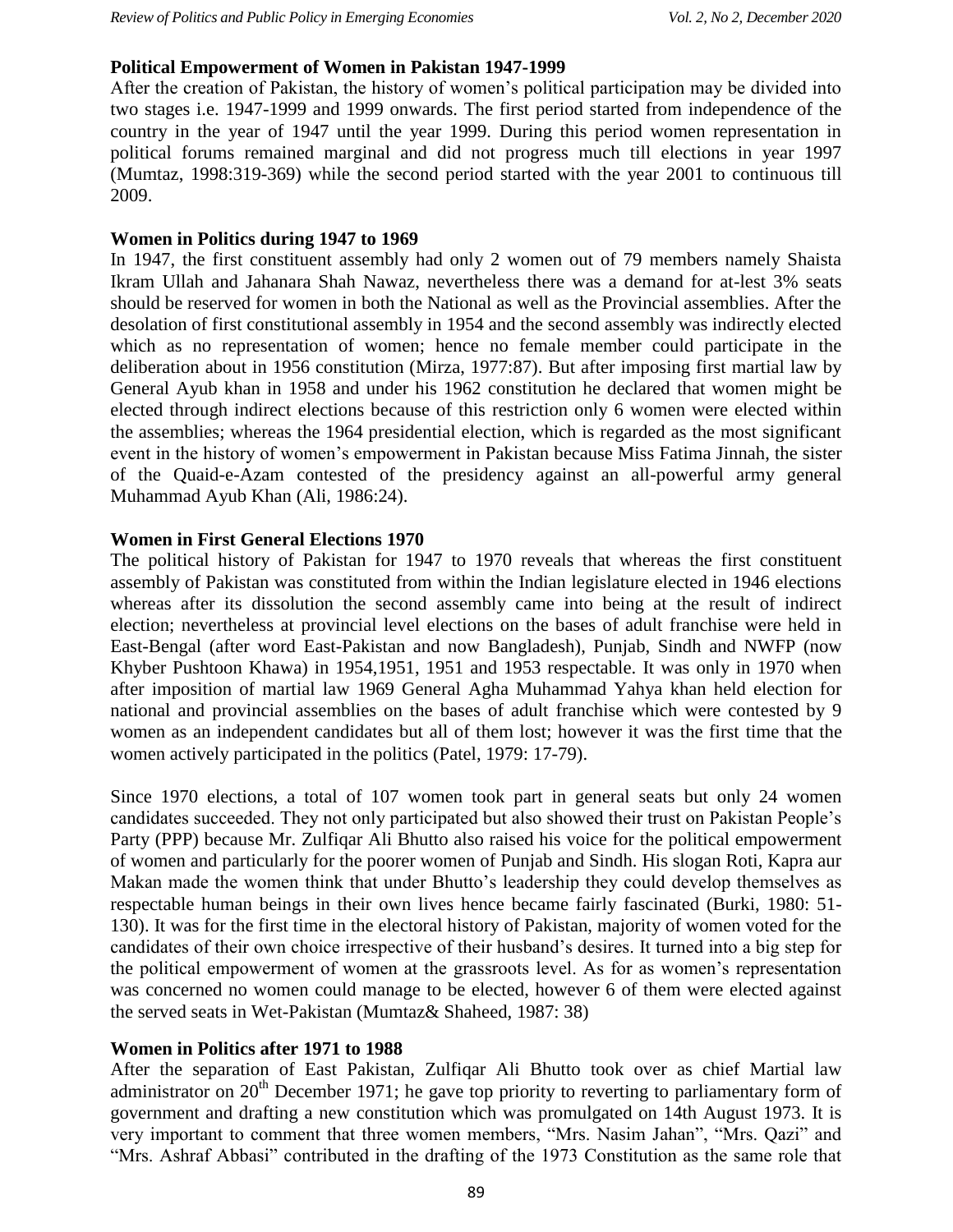### Political Empowerment of Women in Pakistan 1947-1999

After the creation of Pakistan, the history of women's political participation may be divided into two stages i.e. 1947-1999 and 1999 onwards. The first period started from independence of the country in the year of 1947 until the year 1999. During this period women representation in political forums remained marginal and did not progress much till elections in year 1997 (Mumtaz, 1998:319-369) while the second period started with the year 2001 to continuous till 2009.

### Women in Politics during 1947 to 1969

In 1947, the first constituent assembly had only 2 women out of 79 members namely Shaista Ikram Ullah and Jahanara Shah Nawaz, nevertheless there was a demand for at-lest 3% seats should be reserved for women in both the National as well as the Provincial assemblies. After the desolation of first constitutional assembly in 1954 and the second assembly was indirectly elected which as no representation of women; hence no female member could participate in the deliberation about in 1956 constitution (Mirza, 1977:87). But after imposing first martial law by General Ayub khan in 1958 and under his 1962 constitution he declared that women might be elected through indirect elections because of this restriction only 6 women were elected within the assemblies; whereas the 1964 presidential election, which is regarded as the most significant event in the history of women's empowerment in Pakistan because Miss Fatima Jinnah, the sister of the Quaid-e-Azam contested of the presidency against an all-powerful army general Muhammad Ayub Khan (Ali, 1986:24).

### Women in First General Elections 1970

The political history of Pakistan for 1947 to 1970 reveals that whereas the first constituent assembly of Pakistan was constituted from within the Indian legislature elected in 1946 elections whereas after its dissolution the second assembly came into being at the result of indirect election; nevertheless at provincial level elections on the bases of adult franchise were held in East-Bengal (after word East-Pakistan and now Bangladesh), Punjab, Sindh and NWFP (now Khyber Pushtoon Khawa) in 1954,1951, 1951 and 1953 respectable. It was only in 1970 when after imposition of martial law 1969 General Agha Muhammad Yahya khan held election for national and provincial assemblies on the bases of adult franchise which were contested by 9 women as an independent candidates but all of them lost; however it was the first time that the women actively participated in the politics (Patel, 1979: 17-79).

Since 1970 elections, a total of 107 women took part in general seats but only 24 women candidates succeeded. They not only participated but also showed their trust on Pakistan People's Party (PPP) because Mr. Zulfiqar Ali Bhutto also raised his voice for the political empowerment of women and particularly for the poorer women of Punjab and Sindh. His slogan Roti, Kapra aur Makan made the women think that under Bhutto's leadership they could develop themselves as respectable human beings in their own lives hence became fairly fascinated (Burki, 1980: 51-130). It was for the first time in the electoral history of Pakistan, majority of women voted for the candidates of their own choice irrespective of their husband's desires. It turned into a big step for the political empowerment of women at the grassroots level. As for as women's representation was concerned no women could manage to be elected, however 6 of them were elected against the served seats in Wet-Pakistan (Mumtaz& Shaheed, 1987: 38)

### Women in Politics after 1971 to 1988

After the separation of East Pakistan, Zulfiqar Ali Bhutto took over as chief Martial law administrator on 20th December 1971; he gave top priority to reverting to parliamentary form of government and drafting a new constitution which was promulgated on 14th August 1973. It is very important to comment that three women members, "Mrs. Nasim Jahan", "Mrs. Qazi" and "Mrs. Ashraf Abbasi" contributed in the drafting of the 1973 Constitution as the same role that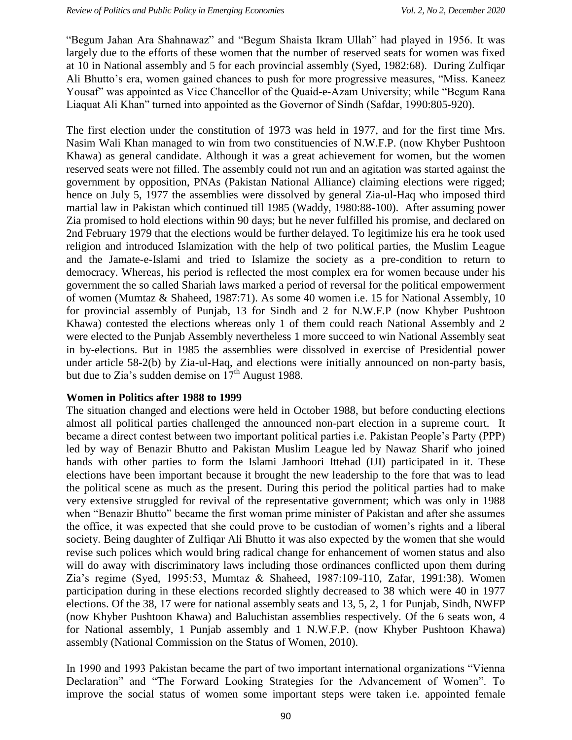"Begum Jahan Ara Shahnawaz" and "Begum Shaista Ikram Ullah" had played in 1956. It was largely due to the efforts of these women that the number of reserved seats for women was fixed at 10 in National assembly and 5 for each provincial assembly (Syed, 1982:68). During Zulfiqar Ali Bhutto's era, women gained chances to push for more progressive measures, "Miss. Kaneez Yousaf" was appointed as Vice Chancellor of the Quaid-e-Azam University; while "Begum Rana Liaquat Ali Khan" turned into appointed as the Governor of Sindh (Safdar, 1990:805-920).

The first election under the constitution of 1973 was held in 1977, and for the first time Mrs. Nasim Wali Khan managed to win from two constituencies of N.W.F.P. (now Khyber Pushtoon Khawa) as general candidate. Although it was a great achievement for women, but the women reserved seats were not filled. The assembly could not run and an agitation was started against the government by opposition, PNAs (Pakistan National Alliance) claiming elections were rigged; hence on July 5, 1977 the assemblies were dissolved by general Zia-ul-Haq who imposed third martial law in Pakistan which continued till 1985 (Waddy, 1980:88-100). After assuming power Zia promised to hold elections within 90 days; but he never fulfilled his promise, and declared on 2nd February 1979 that the elections would be further delayed. To legitimize his era he took used religion and introduced Islamization with the help of two political parties, the Muslim League and the Jamate-e-Islami and tried to Islamize the society as a pre-condition to return to democracy. Whereas, his period is reflected the most complex era for women because under his government the so called Shariah laws marked a period of reversal for the political empowerment of women (Mumtaz & Shaheed, 1987:71). As some 40 women i.e. 15 for National Assembly, 10 for provincial assembly of Punjab, 13 for Sindh and 2 for N.W.F.P (now Khyber Pushtoon Khawa) contested the elections whereas only 1 of them could reach National Assembly and 2 were elected to the Punjab Assembly nevertheless 1 more succeed to win National Assembly seat in by-elections. But in 1985 the assemblies were dissolved in exercise of Presidential power under article 58-2(b) by Zia-ul-Haq, and elections were initially announced on non-party basis, but due to Zia's sudden demise on 17th August 1988.

**Women in Politics after 1988 to 1999**

The situation changed and elections were held in October 1988, but before conducting elections almost all political parties challenged the announced non-part election in a supreme court. It became a direct contest between two important political parties i.e. Pakistan People's Party (PPP) led by way of Benazir Bhutto and Pakistan Muslim League led by Nawaz Sharif who joined hands with other parties to form the Islami Jamhoori Ittehad (IJI) participated in it. These elections have been important because it brought the new leadership to the fore that was to lead the political scene as much as the present. During this period the political parties had to make very extensive struggled for revival of the representative government; which was only in 1988 when "Benazir Bhutto" became the first woman prime minister of Pakistan and after she assumes the office, it was expected that she could prove to be custodian of women's rights and a liberal society. Being daughter of Zulfiqar Ali Bhutto it was also expected by the women that she would revise such polices which would bring radical change for enhancement of women status and also will do away with discriminatory laws including those ordinances conflicted upon them during Zia's regime (Syed, 1995:53, Mumtaz & Shaheed, 1987:109-110, Zafar, 1991:38). Women participation during in these elections recorded slightly decreased to 38 which were 40 in 1977 elections. Of the 38, 17 were for national assembly seats and 13, 5, 2, 1 for Punjab, Sindh, NWFP (now Khyber Pushtoon Khawa) and Baluchistan assemblies respectively. Of the 6 seats won, 4 for National assembly, 1 Punjab assembly and 1 N.W.F.P. (now Khyber Pushtoon Khawa) assembly (National Commission on the Status of Women, 2010).

In 1990 and 1993 Pakistan became the part of two important international organizations "Vienna Declaration" and "The Forward Looking Strategies for the Advancement of Women". To improve the social status of women some important steps were taken i.e. appointed female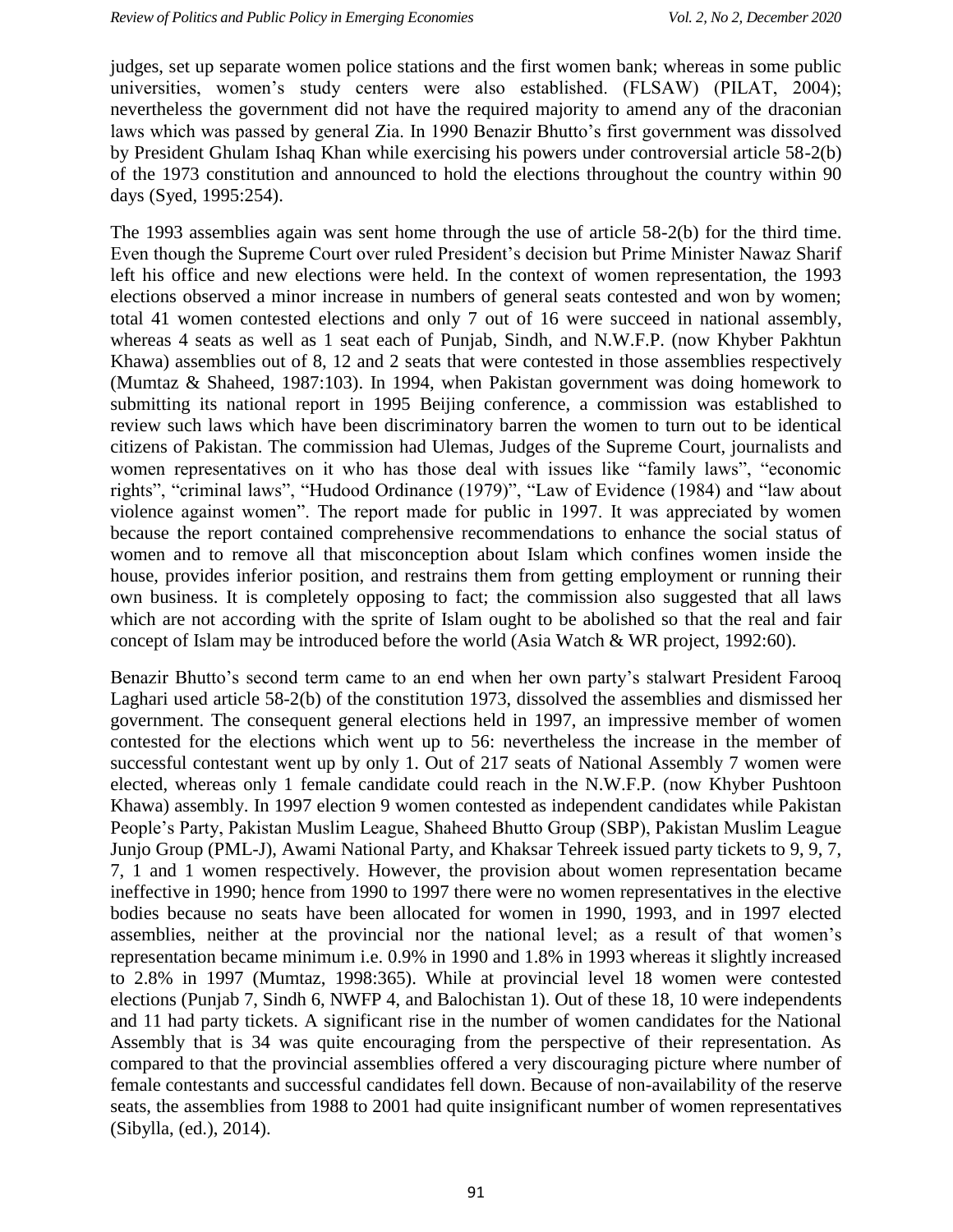judges, set up separate women police stations and the first women bank; whereas in some public universities, women's study centers were also established. (FLSAW) (PILAT, 2004); nevertheless the government did not have the required majority to amend any of the draconian laws which was passed by general Zia. In 1990 Benazir Bhutto's first government was dissolved by President Ghulam Ishaq Khan while exercising his powers under controversial article 58-2(b) of the 1973 constitution and announced to hold the elections throughout the country within 90 days (Syed, 1995:254).

The 1993 assemblies again was sent home through the use of article 58-2(b) for the third time. Even though the Supreme Court over ruled President's decision but Prime Minister Nawaz Sharif left his office and new elections were held. In the context of women representation, the 1993 elections observed a minor increase in numbers of general seats contested and won by women; total 41 women contested elections and only 7 out of 16 were succeed in national assembly, whereas 4 seats as well as 1 seat each of Punjab, Sindh, and N.W.F.P. (now Khyber Pakhtun Khawa) assemblies out of 8, 12 and 2 seats that were contested in those assemblies respectively (Mumtaz & Shaheed, 1987:103). In 1994, when Pakistan government was doing homework to submitting its national report in 1995 Beijing conference, a commission was established to review such laws which have been discriminatory barren the women to turn out to be identical citizens of Pakistan. The commission had Ulemas, Judges of the Supreme Court, journalists and women representatives on it who has those deal with issues like "family laws", "economic rights", "criminal laws", "Hudood Ordinance (1979)", "Law of Evidence (1984) and "law about violence against women". The report made for public in 1997. It was appreciated by women because the report contained comprehensive recommendations to enhance the social status of women and to remove all that misconception about Islam which confines women inside the house, provides inferior position, and restrains them from getting employment or running their own business. It is completely opposing to fact; the commission also suggested that all laws which are not according with the sprite of Islam ought to be abolished so that the real and fair concept of Islam may be introduced before the world (Asia Watch & WR project, 1992:60).

Benazir Bhutto's second term came to an end when her own party's stalwart President Farooq Laghari used article 58-2(b) of the constitution 1973, dissolved the assemblies and dismissed her government. The consequent general elections held in 1997, an impressive member of women contested for the elections which went up to 56: nevertheless the increase in the member of successful contestant went up by only 1. Out of 217 seats of National Assembly 7 women were elected, whereas only 1 female candidate could reach in the N.W.F.P. (now Khyber Pushtoon Khawa) assembly. In 1997 election 9 women contested as independent candidates while Pakistan People's Party, Pakistan Muslim League, Shaheed Bhutto Group (SBP), Pakistan Muslim League Junjo Group (PML-J), Awami National Party, and Khaksar Tehreek issued party tickets to 9, 9, 7, 7, 1 and 1 women respectively. However, the provision about women representation became ineffective in 1990; hence from 1990 to 1997 there were no women representatives in the elective bodies because no seats have been allocated for women in 1990, 1993, and in 1997 elected assemblies, neither at the provincial nor the national level; as a result of that women's representation became minimum i.e. 0.9% in 1990 and 1.8% in 1993 whereas it slightly increased to 2.8% in 1997 (Mumtaz, 1998:365). While at provincial level 18 women were contested elections (Punjab 7, Sindh 6, NWFP 4, and Balochistan 1). Out of these 18, 10 were independents and 11 had party tickets. A significant rise in the number of women candidates for the National Assembly that is 34 was quite encouraging from the perspective of their representation. As compared to that the provincial assemblies offered a very discouraging picture where number of female contestants and successful candidates fell down. Because of non-availability of the reserve seats, the assemblies from 1988 to 2001 had quite insignificant number of women representatives (Sibylla, (ed.), 2014).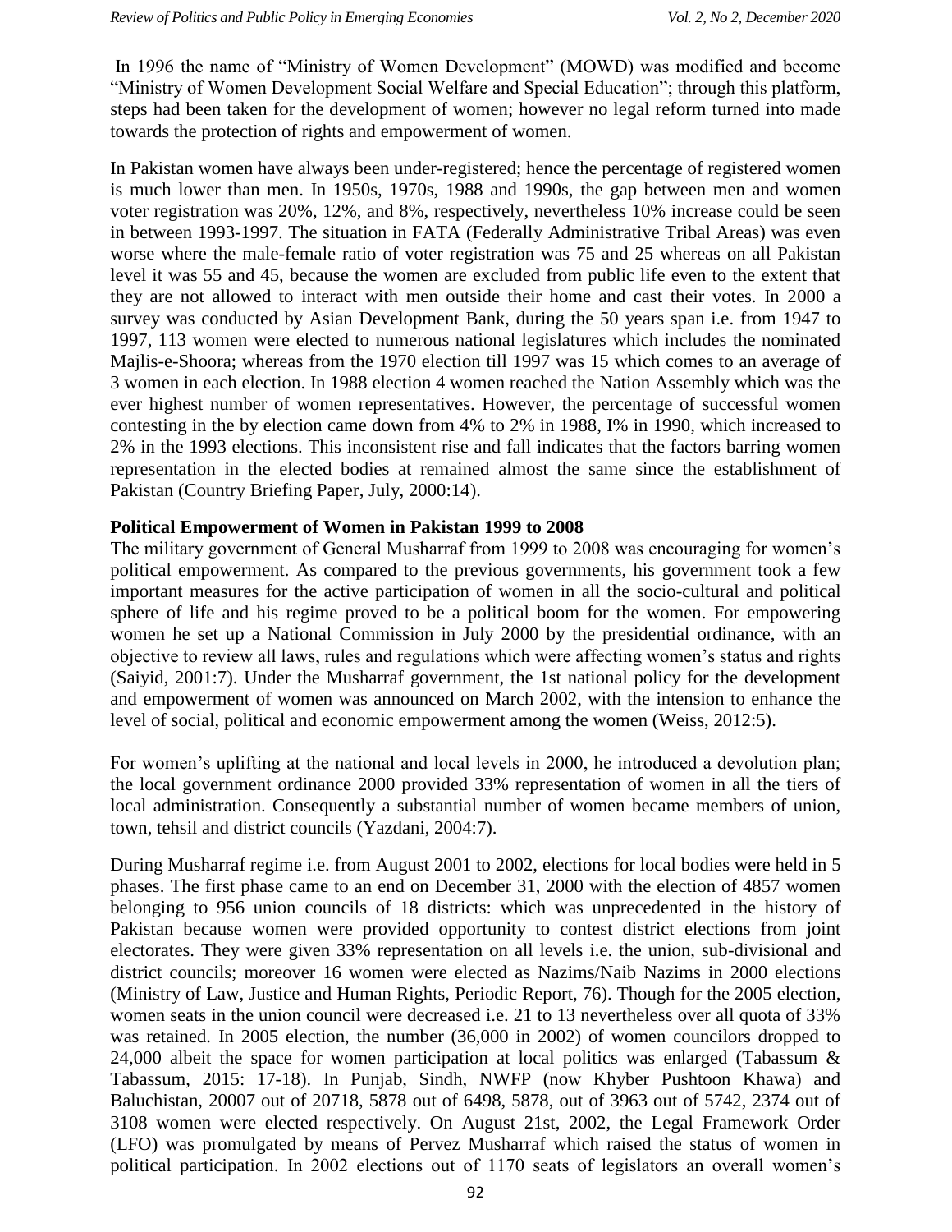In 1996 the name of "Ministry of Women Development" (MOWD) was modified and become "Ministry of Women Development Social Welfare and Special Education"; through this platform, steps had been taken for the development of women; however no legal reform turned into made towards the protection of rights and empowerment of women.

In Pakistan women have always been under-registered; hence the percentage of registered women is much lower than men. In 1950s, 1970s, 1988 and 1990s, the gap between men and women voter registration was 20%, 12%, and 8%, respectively, nevertheless 10% increase could be seen in between 1993-1997. The situation in FATA (Federally Administrative Tribal Areas) was even worse where the male-female ratio of voter registration was 75 and 25 whereas on all Pakistan level it was 55 and 45, because the women are excluded from public life even to the extent that they are not allowed to interact with men outside their home and cast their votes. In 2000 a survey was conducted by Asian Development Bank, during the 50 years span i.e. from 1947 to 1997, 113 women were elected to numerous national legislatures which includes the nominated Majlis-e-Shoora; whereas from the 1970 election till 1997 was 15 which comes to an average of 3 women in each election. In 1988 election 4 women reached the Nation Assembly which was the ever highest number of women representatives. However, the percentage of successful women contesting in the by election came down from 4% to 2% in 1988, I% in 1990, which increased to 2% in the 1993 elections. This inconsistent rise and fall indicates that the factors barring women representation in the elected bodies at remained almost the same since the establishment of Pakistan (Country Briefing Paper, July, 2000:14).

**Political Empowerment of Women in Pakistan 1999 to 2008**

The military government of General Musharraf from 1999 to 2008 was encouraging for women's political empowerment. As compared to the previous governments, his government took a few important measures for the active participation of women in all the socio-cultural and political sphere of life and his regime proved to be a political boom for the women. For empowering women he set up a National Commission in July 2000 by the presidential ordinance, with an objective to review all laws, rules and regulations which were affecting women's status and rights (Saiyid, 2001:7). Under the Musharraf government, the 1st national policy for the development and empowerment of women was announced on March 2002, with the intension to enhance the level of social, political and economic empowerment among the women (Weiss, 2012:5).

For women's uplifting at the national and local levels in 2000, he introduced a devolution plan; the local government ordinance 2000 provided 33% representation of women in all the tiers of local administration. Consequently a substantial number of women became members of union, town, tehsil and district councils (Yazdani, 2004:7).

During Musharraf regime i.e. from August 2001 to 2002, elections for local bodies were held in 5 phases. The first phase came to an end on December 31, 2000 with the election of 4857 women belonging to 956 union councils of 18 districts: which was unprecedented in the history of Pakistan because women were provided opportunity to contest district elections from joint electorates. They were given 33% representation on all levels i.e. the union, sub-divisional and district councils; moreover 16 women were elected as Nazims/Naib Nazims in 2000 elections (Ministry of Law, Justice and Human Rights, Periodic Report, 76). Though for the 2005 election, women seats in the union council were decreased i.e. 21 to 13 nevertheless over all quota of 33% was retained. In 2005 election, the number (36,000 in 2002) of women councilors dropped to 24,000 albeit the space for women participation at local politics was enlarged (Tabassum & Tabassum, 2015: 17-18). In Punjab, Sindh, NWFP (now Khyber Pushtoon Khawa) and Baluchistan, 20007 out of 20718, 5878 out of 6498, 5878, out of 3963 out of 5742, 2374 out of 3108 women were elected respectively. On August 21st, 2002, the Legal Framework Order (LFO) was promulgated by means of Pervez Musharraf which raised the status of women in political participation. In 2002 elections out of 1170 seats of legislators an overall women's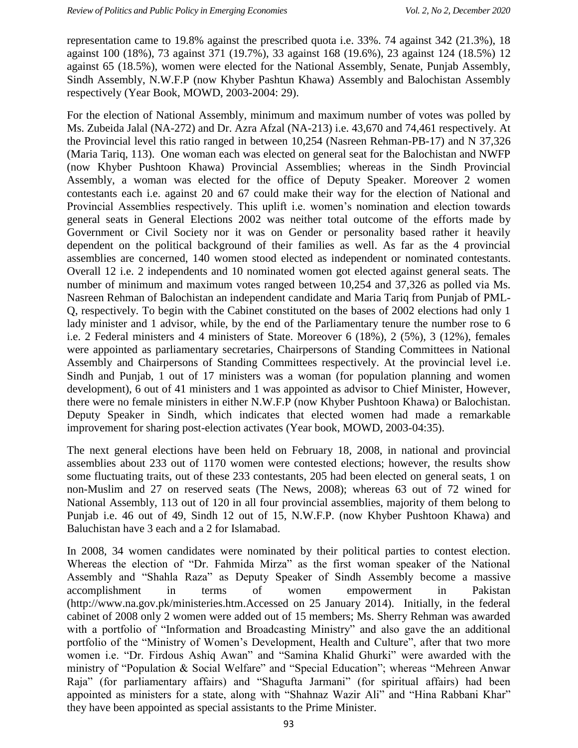representation came to 19.8% against the prescribed quota i.e. 33%. 74 against 342 (21.3%), 18 against 100 (18%), 73 against 371 (19.7%), 33 against 168 (19.6%), 23 against 124 (18.5%) 12 against 65 (18.5%), women were elected for the National Assembly, Senate, Punjab Assembly, Sindh Assembly, N.W.F.P (now Khyber Pashtun Khawa) Assembly and Balochistan Assembly respectively (Year Book, MOWD, 2003-2004: 29).

For the election of National Assembly, minimum and maximum number of votes was polled by Ms. Zubeida Jalal (NA-272) and Dr. Azra Afzal (NA-213) i.e. 43,670 and 74,461 respectively. At the Provincial level this ratio ranged in between 10,254 (Nasreen Rehman-PB-17) and N 37,326 (Maria Tariq, 113). One woman each was elected on general seat for the Balochistan and NWFP (now Khyber Pushtoon Khawa) Provincial Assemblies; whereas in the Sindh Provincial Assembly, a woman was elected for the office of Deputy Speaker. Moreover 2 women contestants each i.e. against 20 and 67 could make their way for the election of National and Provincial Assemblies respectively. This uplift i.e. women's nomination and election towards general seats in General Elections 2002 was neither total outcome of the efforts made by Government or Civil Society nor it was on Gender or personality based rather it heavily dependent on the political background of their families as well. As far as the 4 provincial assemblies are concerned, 140 women stood elected as independent or nominated contestants. Overall 12 i.e. 2 independents and 10 nominated women got elected against general seats. The number of minimum and maximum votes ranged between 10,254 and 37,326 as polled via Ms. Nasreen Rehman of Balochistan an independent candidate and Maria Tariq from Punjab of PML-Q, respectively. To begin with the Cabinet constituted on the bases of 2002 elections had only 1 lady minister and 1 advisor, while, by the end of the Parliamentary tenure the number rose to 6 i.e. 2 Federal ministers and 4 ministers of State. Moreover 6 (18%), 2 (5%), 3 (12%), females were appointed as parliamentary secretaries, Chairpersons of Standing Committees in National Assembly and Chairpersons of Standing Committees respectively. At the provincial level i.e. Sindh and Punjab, 1 out of 17 ministers was a woman (for population planning and women development), 6 out of 41 ministers and 1 was appointed as advisor to Chief Minister, However, there were no female ministers in either N.W.F.P (now Khyber Pushtoon Khawa) or Balochistan. Deputy Speaker in Sindh, which indicates that elected women had made a remarkable improvement for sharing post-election activates (Year book, MOWD, 2003-04:35).

The next general elections have been held on February 18, 2008, in national and provincial assemblies about 233 out of 1170 women were contested elections; however, the results show some fluctuating traits, out of these 233 contestants, 205 had been elected on general seats, 1 on non-Muslim and 27 on reserved seats (The News, 2008); whereas 63 out of 72 wined for National Assembly, 113 out of 120 in all four provincial assemblies, majority of them belong to Punjab i.e. 46 out of 49, Sindh 12 out of 15, N.W.F.P. (now Khyber Pushtoon Khawa) and Baluchistan have 3 each and a 2 for Islamabad.

In 2008, 34 women candidates were nominated by their political parties to contest election. Whereas the election of "Dr. Fahmida Mirza" as the first woman speaker of the National Assembly and "Shahla Raza" as Deputy Speaker of Sindh Assembly become a massive accomplishment in terms of women empowerment in Pakistan (http://www.na.gov.pk/ministeries.htm.Accessed on 25 January 2014). Initially, in the federal cabinet of 2008 only 2 women were added out of 15 members; Ms. Sherry Rehman was awarded with a portfolio of "Information and Broadcasting Ministry" and also gave the an additional portfolio of the "Ministry of Women's Development, Health and Culture", after that two more women i.e. "Dr. Firdous Ashiq Awan" and "Samina Khalid Ghurki" were awarded with the ministry of "Population & Social Welfare" and "Special Education"; whereas "Mehreen Anwar Raja" (for parliamentary affairs) and "Shagufta Jarmani" (for spiritual affairs) had been appointed as ministers for a state, along with "Shahnaz Wazir Ali" and "Hina Rabbani Khar" they have been appointed as special assistants to the Prime Minister.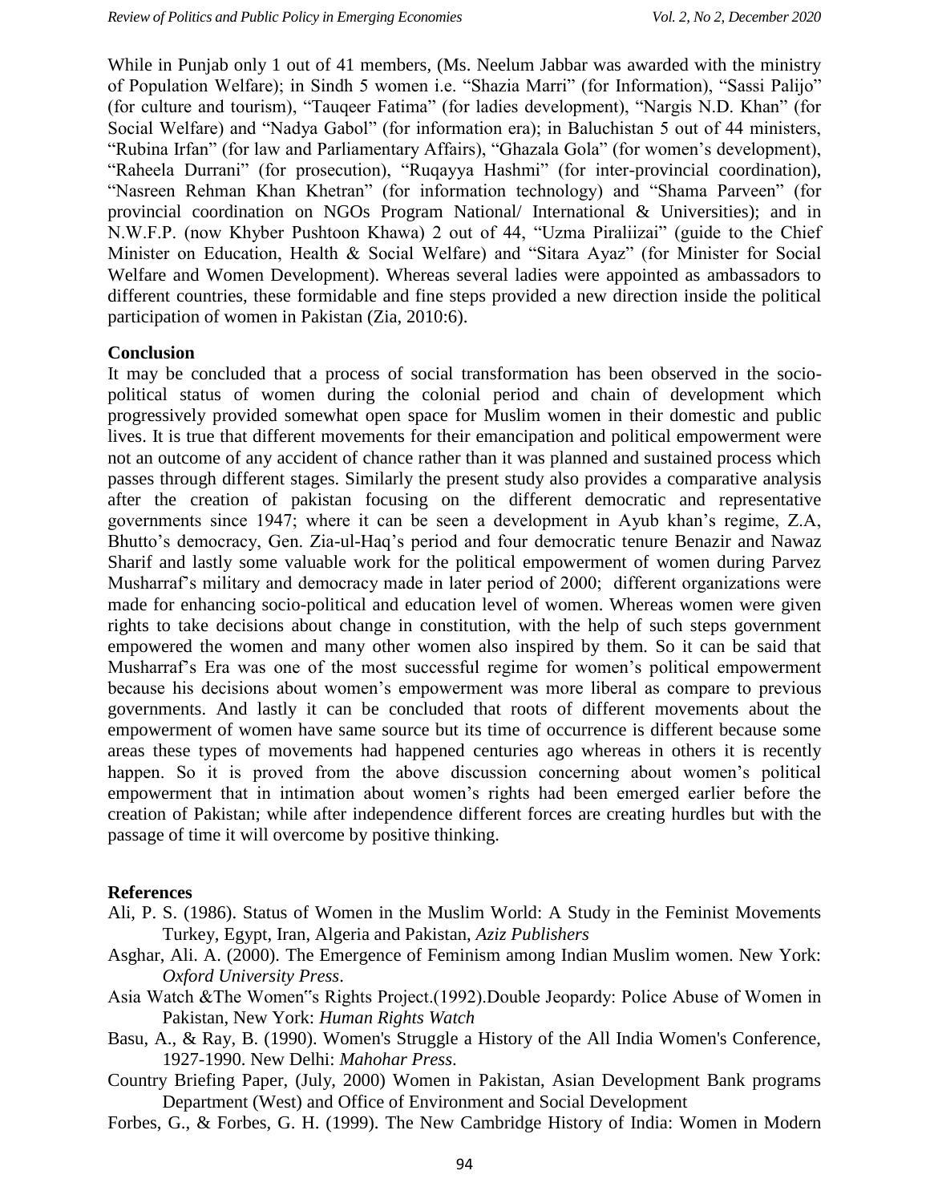While in Punjab only 1 out of 41 members, (Ms. Neelum Jabbar was awarded with the ministry of Population Welfare); in Sindh 5 women i.e. "Shazia Marri" (for Information), "Sassi Palijo" (for culture and tourism), "Tauqeer Fatima" (for ladies development), "Nargis N.D. Khan" (for Social Welfare) and "Nadya Gabol" (for information era); in Baluchistan 5 out of 44 ministers, "Rubina Irfan" (for law and Parliamentary Affairs), "Ghazala Gola" (for women's development), "Raheela Durrani" (for prosecution), "Ruqayya Hashmi" (for inter-provincial coordination), "Nasreen Rehman Khan Khetran" (for information technology) and "Shama Parveen" (for provincial coordination on NGOs Program National/ International & Universities); and in N.W.F.P. (now Khyber Pushtoon Khawa) 2 out of 44, "Uzma Piraliizai" (guide to the Chief Minister on Education, Health & Social Welfare) and "Sitara Ayaz" (for Minister for Social Welfare and Women Development). Whereas several ladies were appointed as ambassadors to different countries, these formidable and fine steps provided a new direction inside the political participation of women in Pakistan (Zia, 2010:6).

**Conclusion**

It may be concluded that a process of social transformation has been observed in the socio-political status of women during the colonial period and chain of development which progressively provided somewhat open space for Muslim women in their domestic and public lives. It is true that different movements for their emancipation and political empowerment were not an outcome of any accident of chance rather than it was planned and sustained process which passes through different stages. Similarly the present study also provides a comparative analysis after the creation of pakistan focusing on the different democratic and representative governments since 1947; where it can be seen a development in Ayub khan's regime, Z.A, Bhutto's democracy, Gen. Zia-ul-Haq's period and four democratic tenure Benazir and Nawaz Sharif and lastly some valuable work for the political empowerment of women during Parvez Musharraf's military and democracy made in later period of 2000; different organizations were made for enhancing socio-political and education level of women. Whereas women were given rights to take decisions about change in constitution, with the help of such steps government empowered the women and many other women also inspired by them. So it can be said that Musharraf's Era was one of the most successful regime for women's political empowerment because his decisions about women's empowerment was more liberal as compare to previous governments. And lastly it can be concluded that roots of different movements about the empowerment of women have same source but its time of occurrence is different because some areas these types of movements had happened centuries ago whereas in others it is recently happen. So it is proved from the above discussion concerning about women's political empowerment that in intimation about women's rights had been emerged earlier before the creation of Pakistan; while after independence different forces are creating hurdles but with the passage of time it will overcome by positive thinking.

**References**

Ali, P. S. (1986). Status of Women in the Muslim World: A Study in the Feminist Movements Turkey, Egypt, Iran, Algeria and Pakistan, *Aziz Publishers*

Asghar, Ali. A. (2000). The Emergence of Feminism among Indian Muslim women. New York: *Oxford University Press*.

Asia Watch &The Women"s Rights Project.(1992).Double Jeopardy: Police Abuse of Women in Pakistan, New York: *Human Rights Watch*

Basu, A., & Ray, B. (1990). Women's Struggle a History of the All India Women's Conference, 1927-1990. New Delhi: *Mahohar Press*.

Country Briefing Paper, (July, 2000) Women in Pakistan, Asian Development Bank programs Department (West) and Office of Environment and Social Development

Forbes, G., & Forbes, G. H. (1999). The New Cambridge History of India: Women in Modern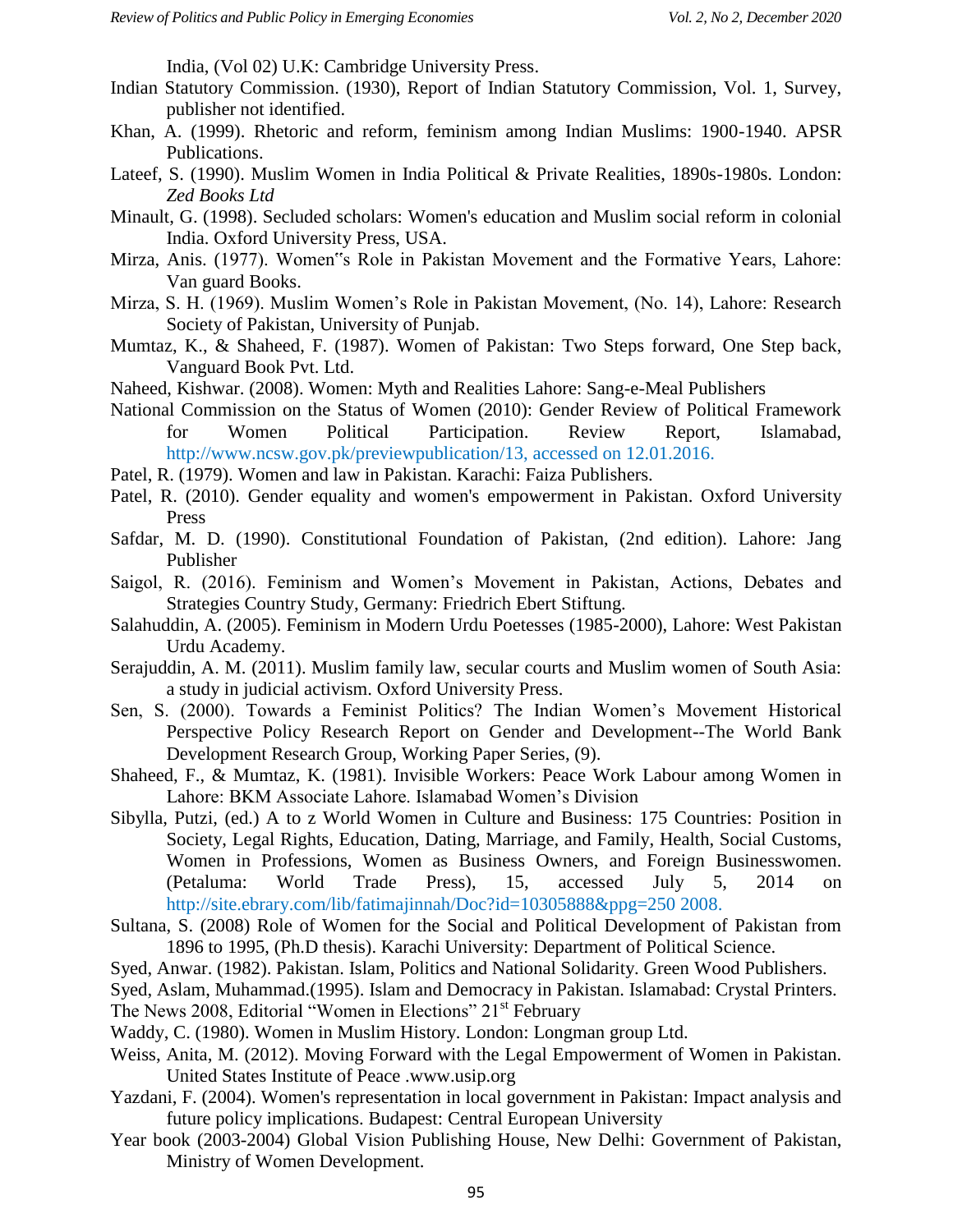India, (Vol 02) U.K: Cambridge University Press.

Indian Statutory Commission. (1930), Report of Indian Statutory Commission, Vol. 1, Survey, publisher not identified.

Khan, A. (1999). Rhetoric and reform, feminism among Indian Muslims: 1900-1940. APSR Publications.

Lateef, S. (1990). Muslim Women in India Political & Private Realities, 1890s-1980s. London: *Zed Books Ltd*

Minault, G. (1998). Secluded scholars: Women's education and Muslim social reform in colonial India. Oxford University Press, USA.

Mirza, Anis. (1977). Women"s Role in Pakistan Movement and the Formative Years, Lahore: Van guard Books.

Mirza, S. H. (1969). Muslim Women's Role in Pakistan Movement, (No. 14), Lahore: Research Society of Pakistan, University of Punjab.

Mumtaz, K., & Shaheed, F. (1987). Women of Pakistan: Two Steps forward, One Step back, Vanguard Book Pvt. Ltd.

Naheed, Kishwar. (2008). Women: Myth and Realities Lahore: Sang-e-Meal Publishers

National Commission on the Status of Women (2010): Gender Review of Political Framework for Women Political Participation. Review Report, Islamabad, http://www.ncsw.gov.pk/previewpublication/13, accessed on 12.01.2016.

Patel, R. (1979). Women and law in Pakistan. Karachi: Faiza Publishers.

Patel, R. (2010). Gender equality and women's empowerment in Pakistan. Oxford University Press

Safdar, M. D. (1990). Constitutional Foundation of Pakistan, (2nd edition). Lahore: Jang Publisher

Saigol, R. (2016). Feminism and Women's Movement in Pakistan, Actions, Debates and Strategies Country Study, Germany: Friedrich Ebert Stiftung.

Salahuddin, A. (2005). Feminism in Modern Urdu Poetesses (1985-2000), Lahore: West Pakistan Urdu Academy.

Serajuddin, A. M. (2011). Muslim family law, secular courts and Muslim women of South Asia: a study in judicial activism. Oxford University Press.

Sen, S. (2000). Towards a Feminist Politics? The Indian Women's Movement Historical Perspective Policy Research Report on Gender and Development--The World Bank Development Research Group, Working Paper Series, (9).

Shaheed, F., & Mumtaz, K. (1981). Invisible Workers: Peace Work Labour among Women in Lahore: BKM Associate Lahore. Islamabad Women's Division

Sibylla, Putzi, (ed.) A to z World Women in Culture and Business: 175 Countries: Position in Society, Legal Rights, Education, Dating, Marriage, and Family, Health, Social Customs, Women in Professions, Women as Business Owners, and Foreign Businesswomen. (Petaluma: World Trade Press), 15, accessed July 5, 2014 on http://site.ebrary.com/lib/fatimajinnah/Doc?id=10305888&ppg=250 2008.

Sultana, S. (2008) Role of Women for the Social and Political Development of Pakistan from 1896 to 1995, (Ph.D thesis). Karachi University: Department of Political Science.

Syed, Anwar. (1982). Pakistan. Islam, Politics and National Solidarity. Green Wood Publishers.

Syed, Aslam, Muhammad.(1995). Islam and Democracy in Pakistan. Islamabad: Crystal Printers.

The News 2008, Editorial "Women in Elections" 21st February

Waddy, C. (1980). Women in Muslim History. London: Longman group Ltd.

Weiss, Anita, M. (2012). Moving Forward with the Legal Empowerment of Women in Pakistan. United States Institute of Peace .www.usip.org

Yazdani, F. (2004). Women's representation in local government in Pakistan: Impact analysis and future policy implications. Budapest: Central European University

Year book (2003-2004) Global Vision Publishing House, New Delhi: Government of Pakistan, Ministry of Women Development.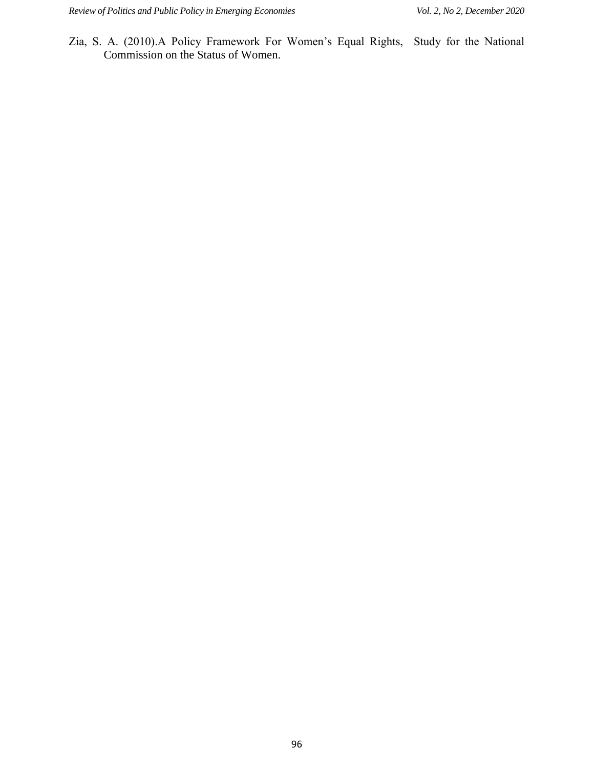Zia, S. A. (2010).A Policy Framework For Women's Equal Rights, Study for the National Commission on the Status of Women.